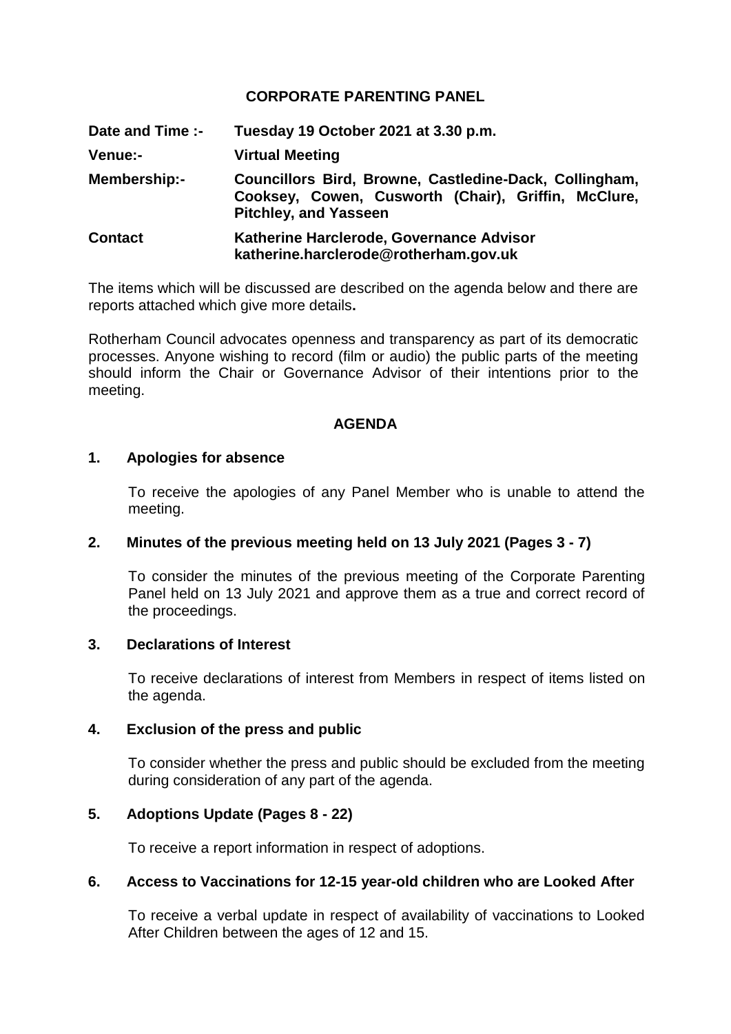# CORPORATE PARENTING PANEL

| | |
|---|---|
| **Date and Time :-** | **Tuesday 19 October 2021 at 3.30 p.m.** |
| **Venue:-** | **Virtual Meeting** |
| **Membership:-** | **Councillors Bird, Browne, Castledine-Dack, Collingham, Cooksey, Cowen, Cusworth (Chair), Griffin, McClure, Pitchley, and Yasseen** |
| **Contact** | **Katherine Harclerode, Governance Advisor katherine.harclerode@rotherham.gov.uk** |

The items which will be discussed are described on the agenda below and there are reports attached which give more details**.**

Rotherham Council advocates openness and transparency as part of its democratic processes. Anyone wishing to record (film or audio) the public parts of the meeting should inform the Chair or Governance Advisor of their intentions prior to the meeting.

## AGENDA

**1. Apologies for absence**

To receive the apologies of any Panel Member who is unable to attend the meeting.

**2. Minutes of the previous meeting held on 13 July 2021 (Pages 3 - 7)**

To consider the minutes of the previous meeting of the Corporate Parenting Panel held on 13 July 2021 and approve them as a true and correct record of the proceedings.

**3. Declarations of Interest**

To receive declarations of interest from Members in respect of items listed on the agenda.

**4. Exclusion of the press and public**

To consider whether the press and public should be excluded from the meeting during consideration of any part of the agenda.

**5. Adoptions Update (Pages 8 - 22)**

To receive a report information in respect of adoptions.

**6. Access to Vaccinations for 12-15 year-old children who are Looked After**

To receive a verbal update in respect of availability of vaccinations to Looked After Children between the ages of 12 and 15.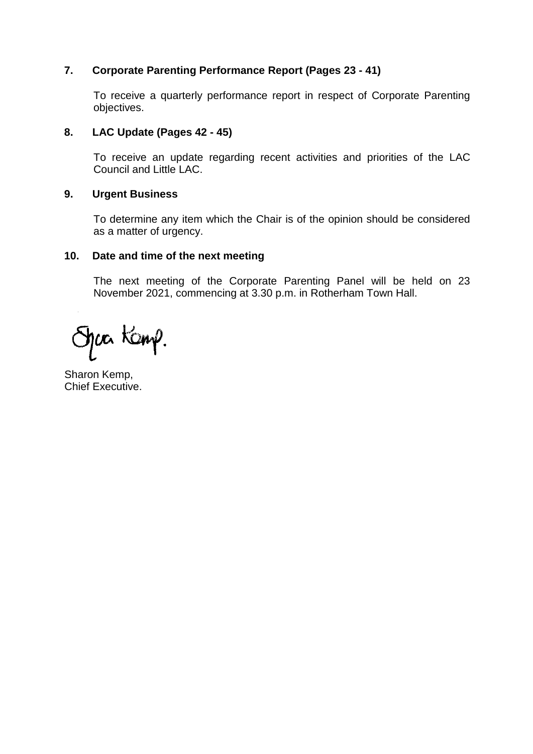**7. Corporate Parenting Performance Report (Pages 23 - 41)**

To receive a quarterly performance report in respect of Corporate Parenting objectives.

**8. LAC Update (Pages 42 - 45)**

To receive an update regarding recent activities and priorities of the LAC Council and Little LAC.

**9. Urgent Business**

To determine any item which the Chair is of the opinion should be considered as a matter of urgency.

**10. Date and time of the next meeting**

The next meeting of the Corporate Parenting Panel will be held on 23 November 2021, commencing at 3.30 p.m. in Rotherham Town Hall.

Sharon Kemp,
Chief Executive.